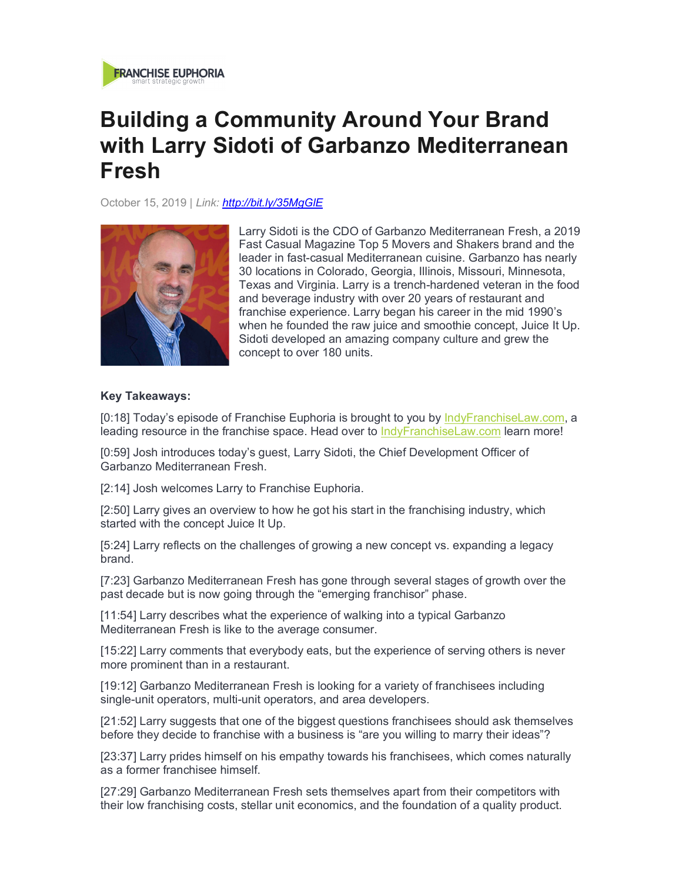FRANCHISE EUPHORIA
smart strategic growth

# Building a Community Around Your Brand with Larry Sidoti of Garbanzo Mediterranean Fresh

October 15, 2019 | *Link:* *http://bit.ly/35MgGIE*

Larry Sidoti is the CDO of Garbanzo Mediterranean Fresh, a 2019 Fast Casual Magazine Top 5 Movers and Shakers brand and the leader in fast-casual Mediterranean cuisine. Garbanzo has nearly 30 locations in Colorado, Georgia, Illinois, Missouri, Minnesota, Texas and Virginia. Larry is a trench-hardened veteran in the food and beverage industry with over 20 years of restaurant and franchise experience. Larry began his career in the mid 1990's when he founded the raw juice and smoothie concept, Juice It Up. Sidoti developed an amazing company culture and grew the concept to over 180 units.

**Key Takeaways:**

[0:18] Today's episode of Franchise Euphoria is brought to you by IndyFranchiseLaw.com, a leading resource in the franchise space. Head over to IndyFranchiseLaw.com learn more!

[0:59] Josh introduces today's guest, Larry Sidoti, the Chief Development Officer of Garbanzo Mediterranean Fresh.

[2:14] Josh welcomes Larry to Franchise Euphoria.

[2:50] Larry gives an overview to how he got his start in the franchising industry, which started with the concept Juice It Up.

[5:24] Larry reflects on the challenges of growing a new concept vs. expanding a legacy brand.

[7:23] Garbanzo Mediterranean Fresh has gone through several stages of growth over the past decade but is now going through the "emerging franchisor" phase.

[11:54] Larry describes what the experience of walking into a typical Garbanzo Mediterranean Fresh is like to the average consumer.

[15:22] Larry comments that everybody eats, but the experience of serving others is never more prominent than in a restaurant.

[19:12] Garbanzo Mediterranean Fresh is looking for a variety of franchisees including single-unit operators, multi-unit operators, and area developers.

[21:52] Larry suggests that one of the biggest questions franchisees should ask themselves before they decide to franchise with a business is "are you willing to marry their ideas"?

[23:37] Larry prides himself on his empathy towards his franchisees, which comes naturally as a former franchisee himself.

[27:29] Garbanzo Mediterranean Fresh sets themselves apart from their competitors with their low franchising costs, stellar unit economics, and the foundation of a quality product.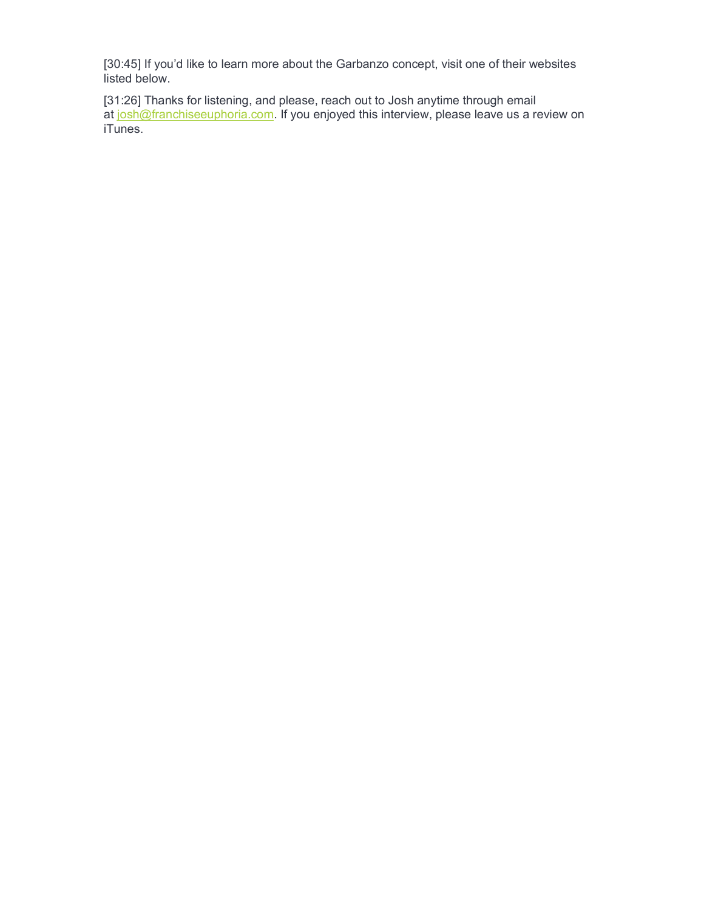[30:45] If you'd like to learn more about the Garbanzo concept, visit one of their websites listed below.

[31:26] Thanks for listening, and please, reach out to Josh anytime through email at josh@franchiseeuphoria.com. If you enjoyed this interview, please leave us a review on iTunes.